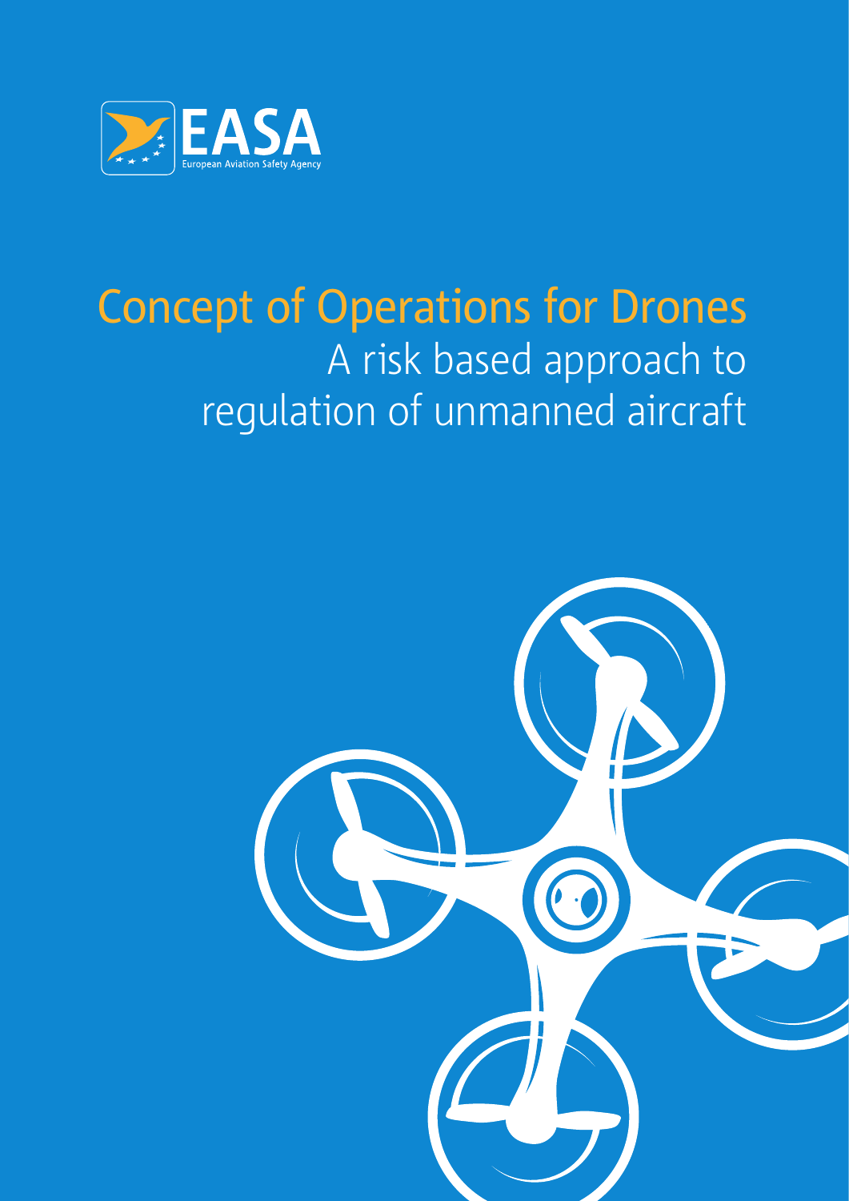EASA

European Aviation Safety Agency

# Concept of Operations for Drones

## A risk based approach to regulation of unmanned aircraft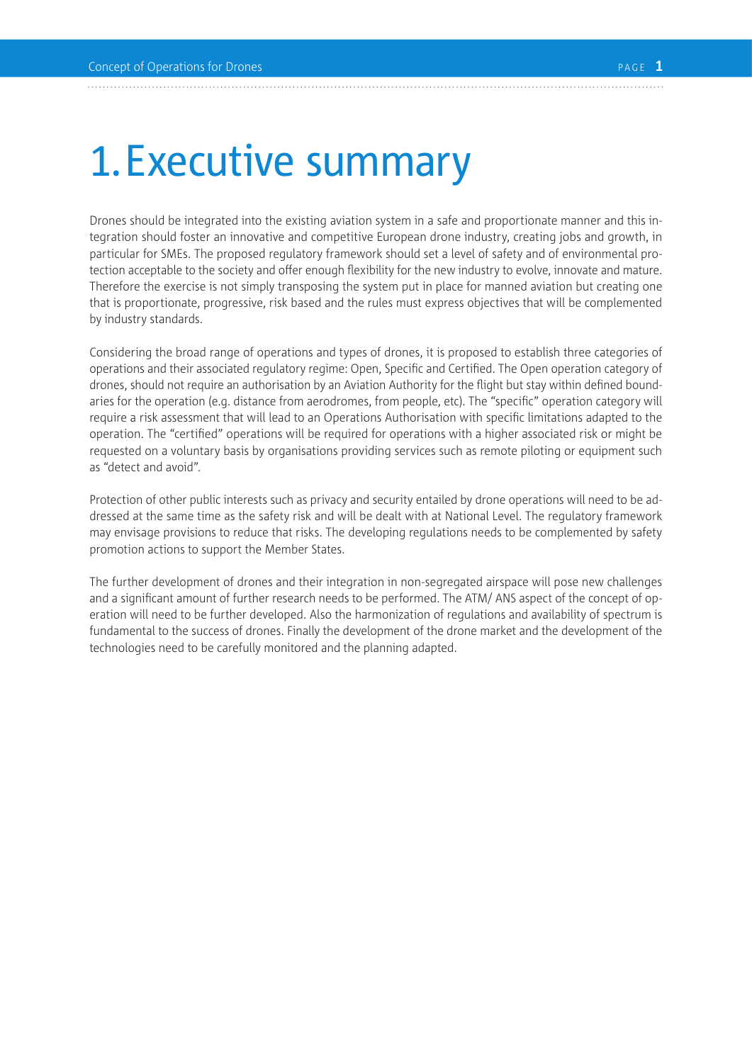# 1. Executive summary

Drones should be integrated into the existing aviation system in a safe and proportionate manner and this integration should foster an innovative and competitive European drone industry, creating jobs and growth, in particular for SMEs. The proposed regulatory framework should set a level of safety and of environmental protection acceptable to the society and offer enough flexibility for the new industry to evolve, innovate and mature. Therefore the exercise is not simply transposing the system put in place for manned aviation but creating one that is proportionate, progressive, risk based and the rules must express objectives that will be complemented by industry standards.

Considering the broad range of operations and types of drones, it is proposed to establish three categories of operations and their associated regulatory regime: Open, Specific and Certified. The Open operation category of drones, should not require an authorisation by an Aviation Authority for the flight but stay within defined boundaries for the operation (e.g. distance from aerodromes, from people, etc). The "specific" operation category will require a risk assessment that will lead to an Operations Authorisation with specific limitations adapted to the operation. The "certified" operations will be required for operations with a higher associated risk or might be requested on a voluntary basis by organisations providing services such as remote piloting or equipment such as "detect and avoid".

Protection of other public interests such as privacy and security entailed by drone operations will need to be addressed at the same time as the safety risk and will be dealt with at National Level. The regulatory framework may envisage provisions to reduce that risks. The developing regulations needs to be complemented by safety promotion actions to support the Member States.

The further development of drones and their integration in non-segregated airspace will pose new challenges and a significant amount of further research needs to be performed. The ATM/ ANS aspect of the concept of operation will need to be further developed. Also the harmonization of regulations and availability of spectrum is fundamental to the success of drones. Finally the development of the drone market and the development of the technologies need to be carefully monitored and the planning adapted.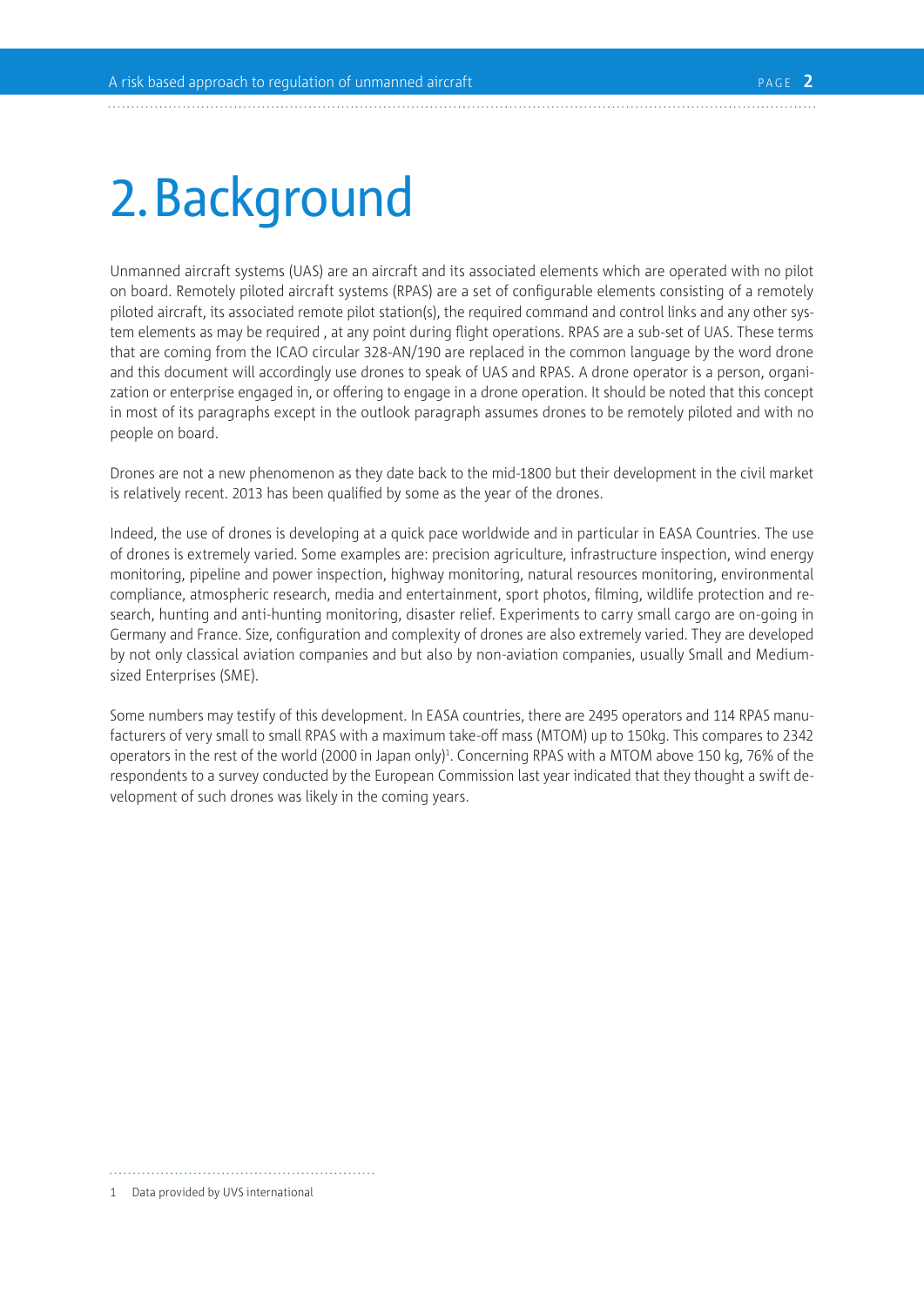# 2. Background

Unmanned aircraft systems (UAS) are an aircraft and its associated elements which are operated with no pilot on board. Remotely piloted aircraft systems (RPAS) are a set of configurable elements consisting of a remotely piloted aircraft, its associated remote pilot station(s), the required command and control links and any other system elements as may be required , at any point during flight operations. RPAS are a sub-set of UAS. These terms that are coming from the ICAO circular 328-AN/190 are replaced in the common language by the word drone and this document will accordingly use drones to speak of UAS and RPAS. A drone operator is a person, organization or enterprise engaged in, or offering to engage in a drone operation. It should be noted that this concept in most of its paragraphs except in the outlook paragraph assumes drones to be remotely piloted and with no people on board.

Drones are not a new phenomenon as they date back to the mid-1800 but their development in the civil market is relatively recent. 2013 has been qualified by some as the year of the drones.

Indeed, the use of drones is developing at a quick pace worldwide and in particular in EASA Countries. The use of drones is extremely varied. Some examples are: precision agriculture, infrastructure inspection, wind energy monitoring, pipeline and power inspection, highway monitoring, natural resources monitoring, environmental compliance, atmospheric research, media and entertainment, sport photos, filming, wildlife protection and research, hunting and anti-hunting monitoring, disaster relief. Experiments to carry small cargo are on-going in Germany and France. Size, configuration and complexity of drones are also extremely varied. They are developed by not only classical aviation companies and but also by non-aviation companies, usually Small and Medium-sized Enterprises (SME).

Some numbers may testify of this development. In EASA countries, there are 2495 operators and 114 RPAS manufacturers of very small to small RPAS with a maximum take-off mass (MTOM) up to 150kg. This compares to 2342 operators in the rest of the world (2000 in Japan only)[1]. Concerning RPAS with a MTOM above 150 kg, 76% of the respondents to a survey conducted by the European Commission last year indicated that they thought a swift development of such drones was likely in the coming years.

1 Data provided by UVS international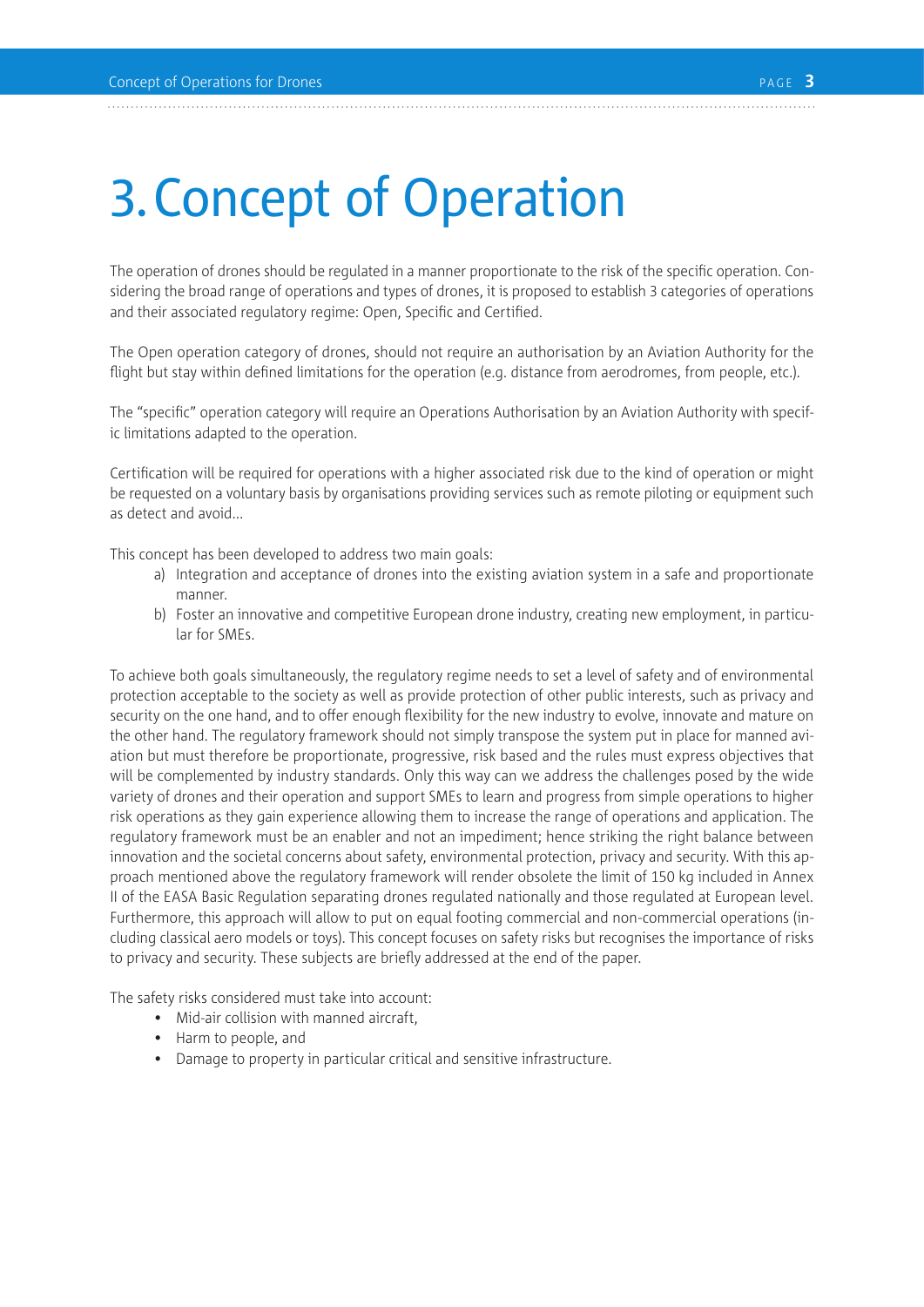# 3. Concept of Operation

The operation of drones should be regulated in a manner proportionate to the risk of the specific operation. Considering the broad range of operations and types of drones, it is proposed to establish 3 categories of operations and their associated regulatory regime: Open, Specific and Certified.

The Open operation category of drones, should not require an authorisation by an Aviation Authority for the flight but stay within defined limitations for the operation (e.g. distance from aerodromes, from people, etc.).

The "specific" operation category will require an Operations Authorisation by an Aviation Authority with specific limitations adapted to the operation.

Certification will be required for operations with a higher associated risk due to the kind of operation or might be requested on a voluntary basis by organisations providing services such as remote piloting or equipment such as detect and avoid...

This concept has been developed to address two main goals:

a) Integration and acceptance of drones into the existing aviation system in a safe and proportionate manner.
b) Foster an innovative and competitive European drone industry, creating new employment, in particular for SMEs.

To achieve both goals simultaneously, the regulatory regime needs to set a level of safety and of environmental protection acceptable to the society as well as provide protection of other public interests, such as privacy and security on the one hand, and to offer enough flexibility for the new industry to evolve, innovate and mature on the other hand. The regulatory framework should not simply transpose the system put in place for manned aviation but must therefore be proportionate, progressive, risk based and the rules must express objectives that will be complemented by industry standards. Only this way can we address the challenges posed by the wide variety of drones and their operation and support SMEs to learn and progress from simple operations to higher risk operations as they gain experience allowing them to increase the range of operations and application. The regulatory framework must be an enabler and not an impediment; hence striking the right balance between innovation and the societal concerns about safety, environmental protection, privacy and security. With this approach mentioned above the regulatory framework will render obsolete the limit of 150 kg included in Annex II of the EASA Basic Regulation separating drones regulated nationally and those regulated at European level. Furthermore, this approach will allow to put on equal footing commercial and non-commercial operations (including classical aero models or toys). This concept focuses on safety risks but recognises the importance of risks to privacy and security. These subjects are briefly addressed at the end of the paper.

The safety risks considered must take into account:

- Mid-air collision with manned aircraft,
- Harm to people, and
- Damage to property in particular critical and sensitive infrastructure.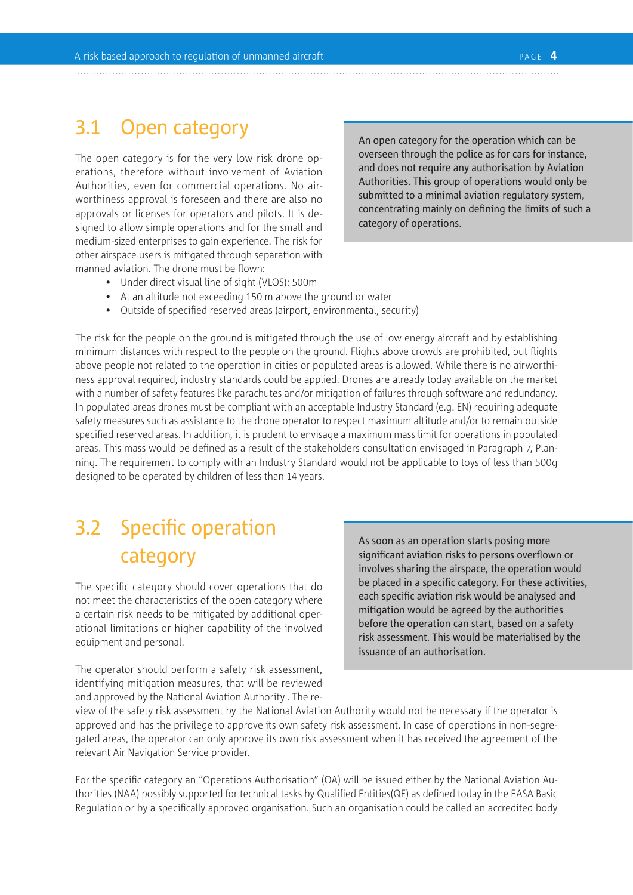## 3.1 Open category

> An open category for the operation which can be overseen through the police as for cars for instance, and does not require any authorisation by Aviation Authorities. This group of operations would only be submitted to a minimal aviation regulatory system, concentrating mainly on defining the limits of such a category of operations.

The open category is for the very low risk drone operations, therefore without involvement of Aviation Authorities, even for commercial operations. No airworthiness approval is foreseen and there are also no approvals or licenses for operators and pilots. It is designed to allow simple operations and for the small and medium-sized enterprises to gain experience. The risk for other airspace users is mitigated through separation with manned aviation. The drone must be flown:

- Under direct visual line of sight (VLOS): 500m
- At an altitude not exceeding 150 m above the ground or water
- Outside of specified reserved areas (airport, environmental, security)

The risk for the people on the ground is mitigated through the use of low energy aircraft and by establishing minimum distances with respect to the people on the ground. Flights above crowds are prohibited, but flights above people not related to the operation in cities or populated areas is allowed. While there is no airworthiness approval required, industry standards could be applied. Drones are already today available on the market with a number of safety features like parachutes and/or mitigation of failures through software and redundancy. In populated areas drones must be compliant with an acceptable Industry Standard (e.g. EN) requiring adequate safety measures such as assistance to the drone operator to respect maximum altitude and/or to remain outside specified reserved areas. In addition, it is prudent to envisage a maximum mass limit for operations in populated areas. This mass would be defined as a result of the stakeholders consultation envisaged in Paragraph 7, Planning. The requirement to comply with an Industry Standard would not be applicable to toys of less than 500g designed to be operated by children of less than 14 years.

## 3.2 Specific operation category

> As soon as an operation starts posing more significant aviation risks to persons overflown or involves sharing the airspace, the operation would be placed in a specific category. For these activities, each specific aviation risk would be analysed and mitigation would be agreed by the authorities before the operation can start, based on a safety risk assessment. This would be materialised by the issuance of an authorisation.

The specific category should cover operations that do not meet the characteristics of the open category where a certain risk needs to be mitigated by additional operational limitations or higher capability of the involved equipment and personal.

The operator should perform a safety risk assessment, identifying mitigation measures, that will be reviewed and approved by the National Aviation Authority . The review of the safety risk assessment by the National Aviation Authority would not be necessary if the operator is approved and has the privilege to approve its own safety risk assessment. In case of operations in non-segregated areas, the operator can only approve its own risk assessment when it has received the agreement of the relevant Air Navigation Service provider.

For the specific category an "Operations Authorisation" (OA) will be issued either by the National Aviation Authorities (NAA) possibly supported for technical tasks by Qualified Entities(QE) as defined today in the EASA Basic Regulation or by a specifically approved organisation. Such an organisation could be called an accredited body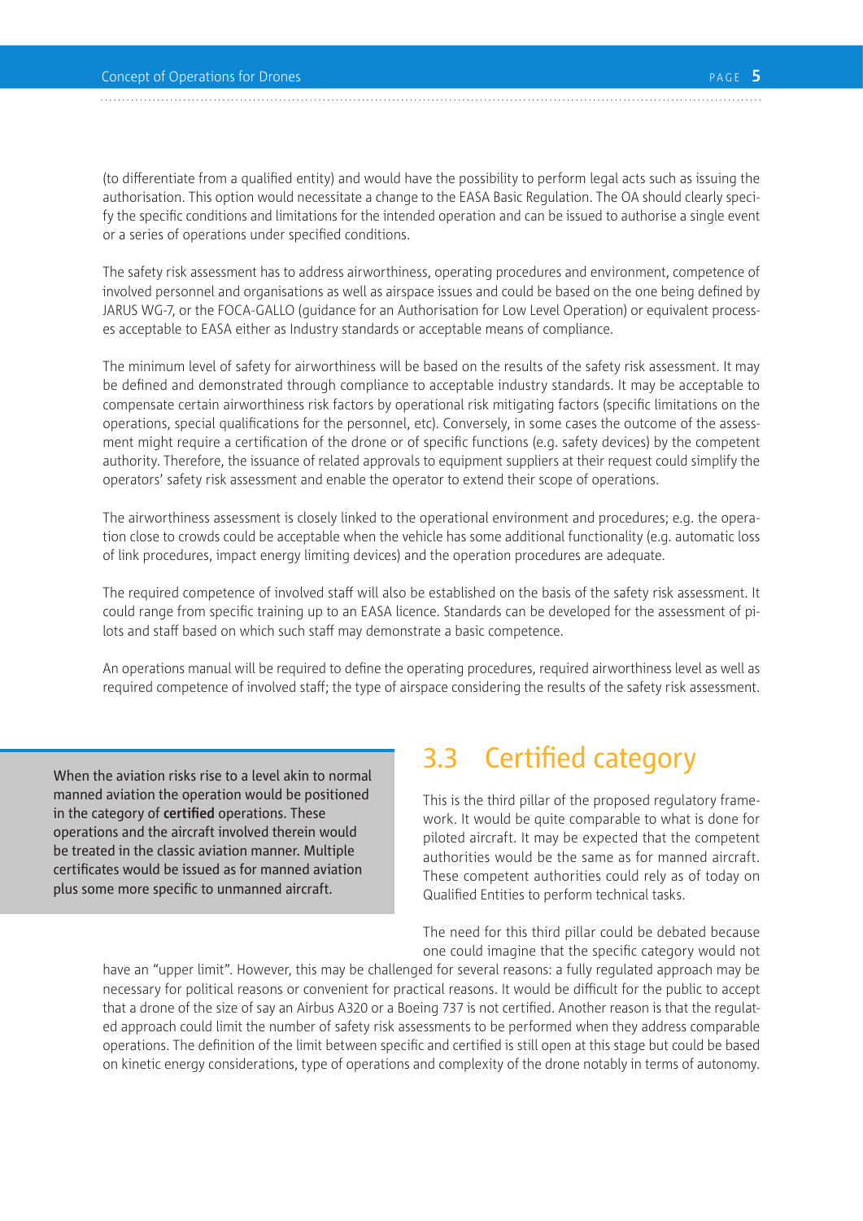(to differentiate from a qualified entity) and would have the possibility to perform legal acts such as issuing the authorisation. This option would necessitate a change to the EASA Basic Regulation. The OA should clearly specify the specific conditions and limitations for the intended operation and can be issued to authorise a single event or a series of operations under specified conditions.

The safety risk assessment has to address airworthiness, operating procedures and environment, competence of involved personnel and organisations as well as airspace issues and could be based on the one being defined by JARUS WG-7, or the FOCA-GALLO (guidance for an Authorisation for Low Level Operation) or equivalent processes acceptable to EASA either as Industry standards or acceptable means of compliance.

The minimum level of safety for airworthiness will be based on the results of the safety risk assessment. It may be defined and demonstrated through compliance to acceptable industry standards. It may be acceptable to compensate certain airworthiness risk factors by operational risk mitigating factors (specific limitations on the operations, special qualifications for the personnel, etc). Conversely, in some cases the outcome of the assessment might require a certification of the drone or of specific functions (e.g. safety devices) by the competent authority. Therefore, the issuance of related approvals to equipment suppliers at their request could simplify the operators' safety risk assessment and enable the operator to extend their scope of operations.

The airworthiness assessment is closely linked to the operational environment and procedures; e.g. the operation close to crowds could be acceptable when the vehicle has some additional functionality (e.g. automatic loss of link procedures, impact energy limiting devices) and the operation procedures are adequate.

The required competence of involved staff will also be established on the basis of the safety risk assessment. It could range from specific training up to an EASA licence. Standards can be developed for the assessment of pilots and staff based on which such staff may demonstrate a basic competence.

An operations manual will be required to define the operating procedures, required airworthiness level as well as required competence of involved staff; the type of airspace considering the results of the safety risk assessment.

When the aviation risks rise to a level akin to normal manned aviation the operation would be positioned in the category of **certified** operations. These operations and the aircraft involved therein would be treated in the classic aviation manner. Multiple certificates would be issued as for manned aviation plus some more specific to unmanned aircraft.

## 3.3 Certified category

This is the third pillar of the proposed regulatory framework. It would be quite comparable to what is done for piloted aircraft. It may be expected that the competent authorities would be the same as for manned aircraft. These competent authorities could rely as of today on Qualified Entities to perform technical tasks.

The need for this third pillar could be debated because one could imagine that the specific category would not have an "upper limit". However, this may be challenged for several reasons: a fully regulated approach may be necessary for political reasons or convenient for practical reasons. It would be difficult for the public to accept that a drone of the size of say an Airbus A320 or a Boeing 737 is not certified. Another reason is that the regulated approach could limit the number of safety risk assessments to be performed when they address comparable operations. The definition of the limit between specific and certified is still open at this stage but could be based on kinetic energy considerations, type of operations and complexity of the drone notably in terms of autonomy.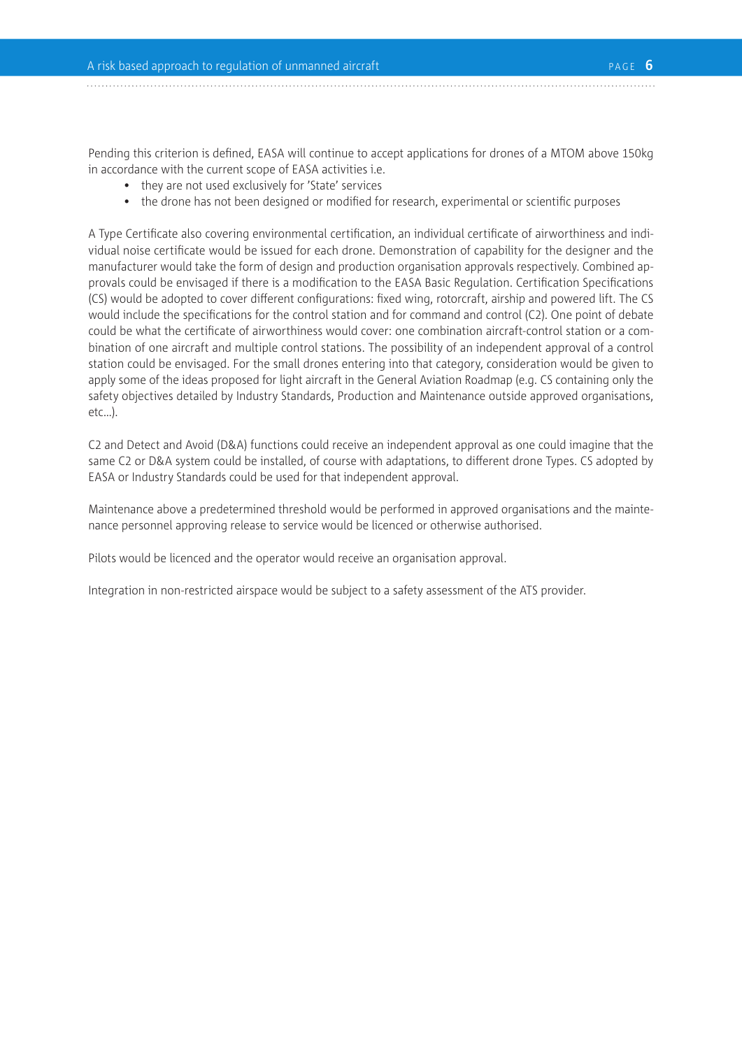Pending this criterion is defined, EASA will continue to accept applications for drones of a MTOM above 150kg in accordance with the current scope of EASA activities i.e.

- they are not used exclusively for 'State' services
- the drone has not been designed or modified for research, experimental or scientific purposes

A Type Certificate also covering environmental certification, an individual certificate of airworthiness and individual noise certificate would be issued for each drone. Demonstration of capability for the designer and the manufacturer would take the form of design and production organisation approvals respectively. Combined approvals could be envisaged if there is a modification to the EASA Basic Regulation. Certification Specifications (CS) would be adopted to cover different configurations: fixed wing, rotorcraft, airship and powered lift. The CS would include the specifications for the control station and for command and control (C2). One point of debate could be what the certificate of airworthiness would cover: one combination aircraft-control station or a combination of one aircraft and multiple control stations. The possibility of an independent approval of a control station could be envisaged. For the small drones entering into that category, consideration would be given to apply some of the ideas proposed for light aircraft in the General Aviation Roadmap (e.g. CS containing only the safety objectives detailed by Industry Standards, Production and Maintenance outside approved organisations, etc...).

C2 and Detect and Avoid (D&A) functions could receive an independent approval as one could imagine that the same C2 or D&A system could be installed, of course with adaptations, to different drone Types. CS adopted by EASA or Industry Standards could be used for that independent approval.

Maintenance above a predetermined threshold would be performed in approved organisations and the maintenance personnel approving release to service would be licenced or otherwise authorised.

Pilots would be licenced and the operator would receive an organisation approval.

Integration in non-restricted airspace would be subject to a safety assessment of the ATS provider.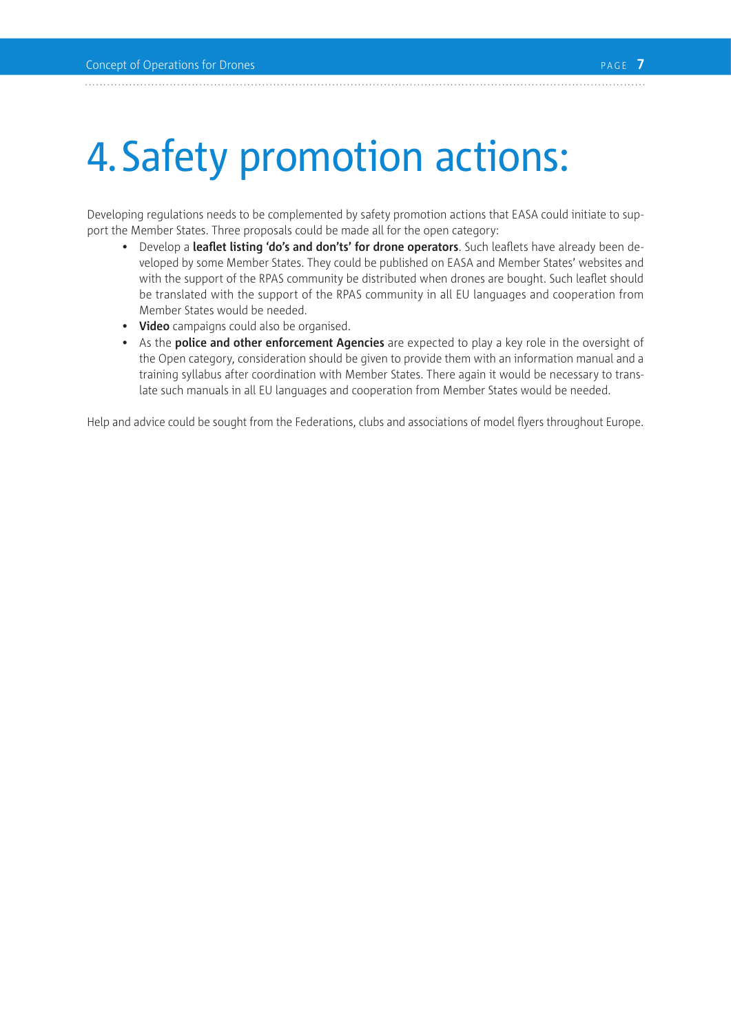# 4. Safety promotion actions:

Developing regulations needs to be complemented by safety promotion actions that EASA could initiate to support the Member States. Three proposals could be made all for the open category:

- Develop a **leaflet listing 'do's and don'ts' for drone operators**. Such leaflets have already been developed by some Member States. They could be published on EASA and Member States' websites and with the support of the RPAS community be distributed when drones are bought. Such leaflet should be translated with the support of the RPAS community in all EU languages and cooperation from Member States would be needed.
- **Video** campaigns could also be organised.
- As the **police and other enforcement Agencies** are expected to play a key role in the oversight of the Open category, consideration should be given to provide them with an information manual and a training syllabus after coordination with Member States. There again it would be necessary to translate such manuals in all EU languages and cooperation from Member States would be needed.

Help and advice could be sought from the Federations, clubs and associations of model flyers throughout Europe.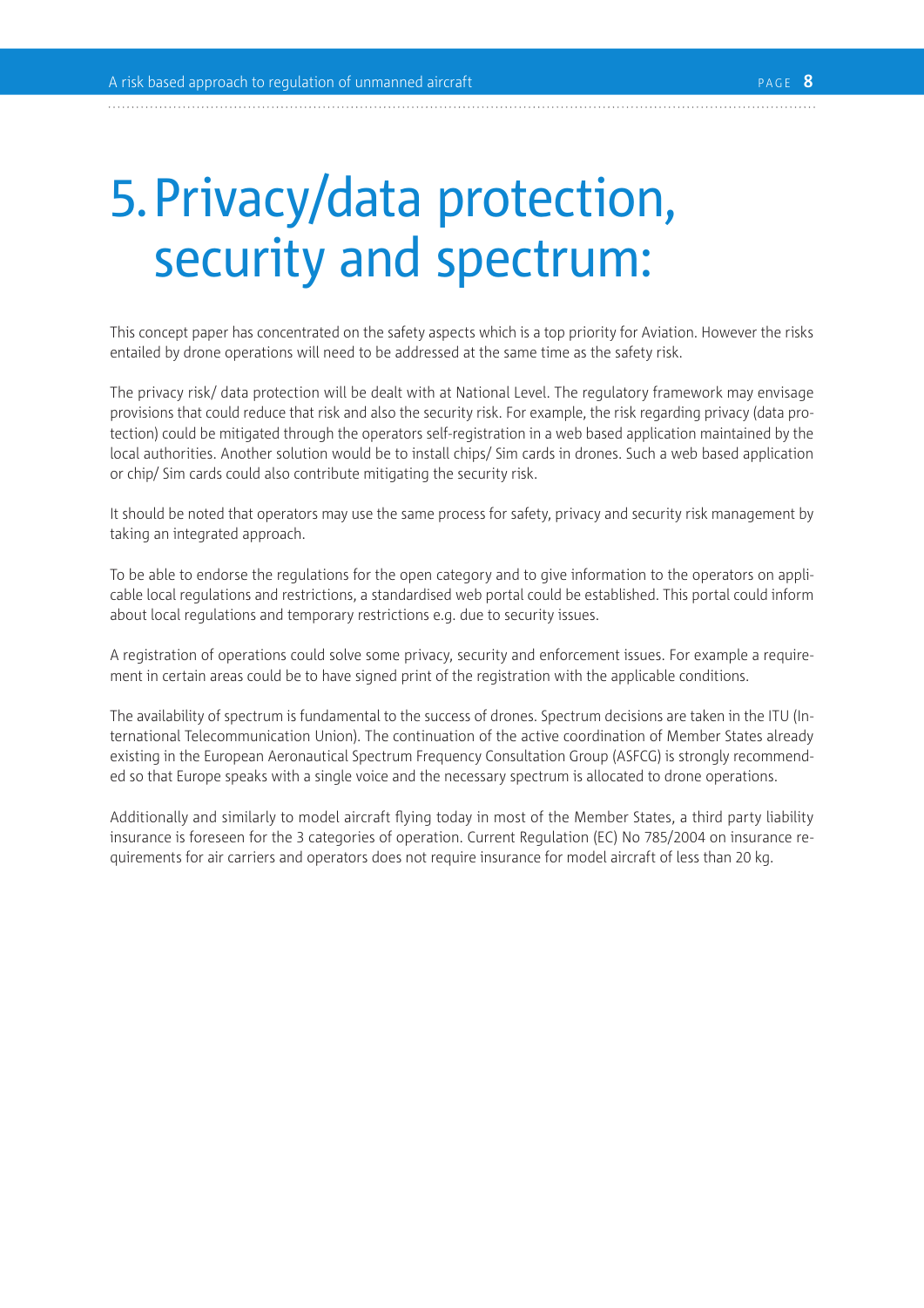# 5. Privacy/data protection, security and spectrum:

This concept paper has concentrated on the safety aspects which is a top priority for Aviation. However the risks entailed by drone operations will need to be addressed at the same time as the safety risk.

The privacy risk/ data protection will be dealt with at National Level. The regulatory framework may envisage provisions that could reduce that risk and also the security risk. For example, the risk regarding privacy (data protection) could be mitigated through the operators self-registration in a web based application maintained by the local authorities. Another solution would be to install chips/ Sim cards in drones. Such a web based application or chip/ Sim cards could also contribute mitigating the security risk.

It should be noted that operators may use the same process for safety, privacy and security risk management by taking an integrated approach.

To be able to endorse the regulations for the open category and to give information to the operators on applicable local regulations and restrictions, a standardised web portal could be established. This portal could inform about local regulations and temporary restrictions e.g. due to security issues.

A registration of operations could solve some privacy, security and enforcement issues. For example a requirement in certain areas could be to have signed print of the registration with the applicable conditions.

The availability of spectrum is fundamental to the success of drones. Spectrum decisions are taken in the ITU (International Telecommunication Union). The continuation of the active coordination of Member States already existing in the European Aeronautical Spectrum Frequency Consultation Group (ASFCG) is strongly recommended so that Europe speaks with a single voice and the necessary spectrum is allocated to drone operations.

Additionally and similarly to model aircraft flying today in most of the Member States, a third party liability insurance is foreseen for the 3 categories of operation. Current Regulation (EC) No 785/2004 on insurance requirements for air carriers and operators does not require insurance for model aircraft of less than 20 kg.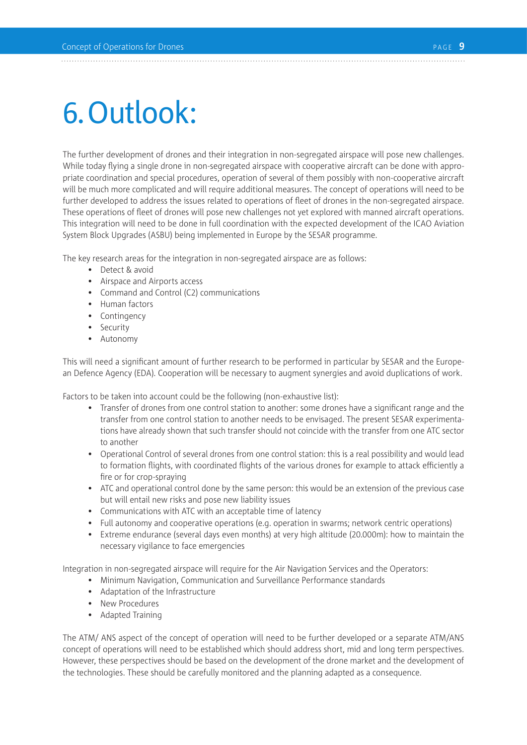# 6. Outlook:

The further development of drones and their integration in non-segregated airspace will pose new challenges. While today flying a single drone in non-segregated airspace with cooperative aircraft can be done with appropriate coordination and special procedures, operation of several of them possibly with non-cooperative aircraft will be much more complicated and will require additional measures. The concept of operations will need to be further developed to address the issues related to operations of fleet of drones in the non-segregated airspace. These operations of fleet of drones will pose new challenges not yet explored with manned aircraft operations. This integration will need to be done in full coordination with the expected development of the ICAO Aviation System Block Upgrades (ASBU) being implemented in Europe by the SESAR programme.

The key research areas for the integration in non-segregated airspace are as follows:

- Detect & avoid
- Airspace and Airports access
- Command and Control (C2) communications
- Human factors
- Contingency
- Security
- Autonomy

This will need a significant amount of further research to be performed in particular by SESAR and the European Defence Agency (EDA). Cooperation will be necessary to augment synergies and avoid duplications of work.

Factors to be taken into account could be the following (non-exhaustive list):

- Transfer of drones from one control station to another: some drones have a significant range and the transfer from one control station to another needs to be envisaged. The present SESAR experimentations have already shown that such transfer should not coincide with the transfer from one ATC sector to another
- Operational Control of several drones from one control station: this is a real possibility and would lead to formation flights, with coordinated flights of the various drones for example to attack efficiently a fire or for crop-spraying
- ATC and operational control done by the same person: this would be an extension of the previous case but will entail new risks and pose new liability issues
- Communications with ATC with an acceptable time of latency
- Full autonomy and cooperative operations (e.g. operation in swarms; network centric operations)
- Extreme endurance (several days even months) at very high altitude (20.000m): how to maintain the necessary vigilance to face emergencies

Integration in non-segregated airspace will require for the Air Navigation Services and the Operators:

- Minimum Navigation, Communication and Surveillance Performance standards
- Adaptation of the Infrastructure
- New Procedures
- Adapted Training

The ATM/ ANS aspect of the concept of operation will need to be further developed or a separate ATM/ANS concept of operations will need to be established which should address short, mid and long term perspectives. However, these perspectives should be based on the development of the drone market and the development of the technologies. These should be carefully monitored and the planning adapted as a consequence.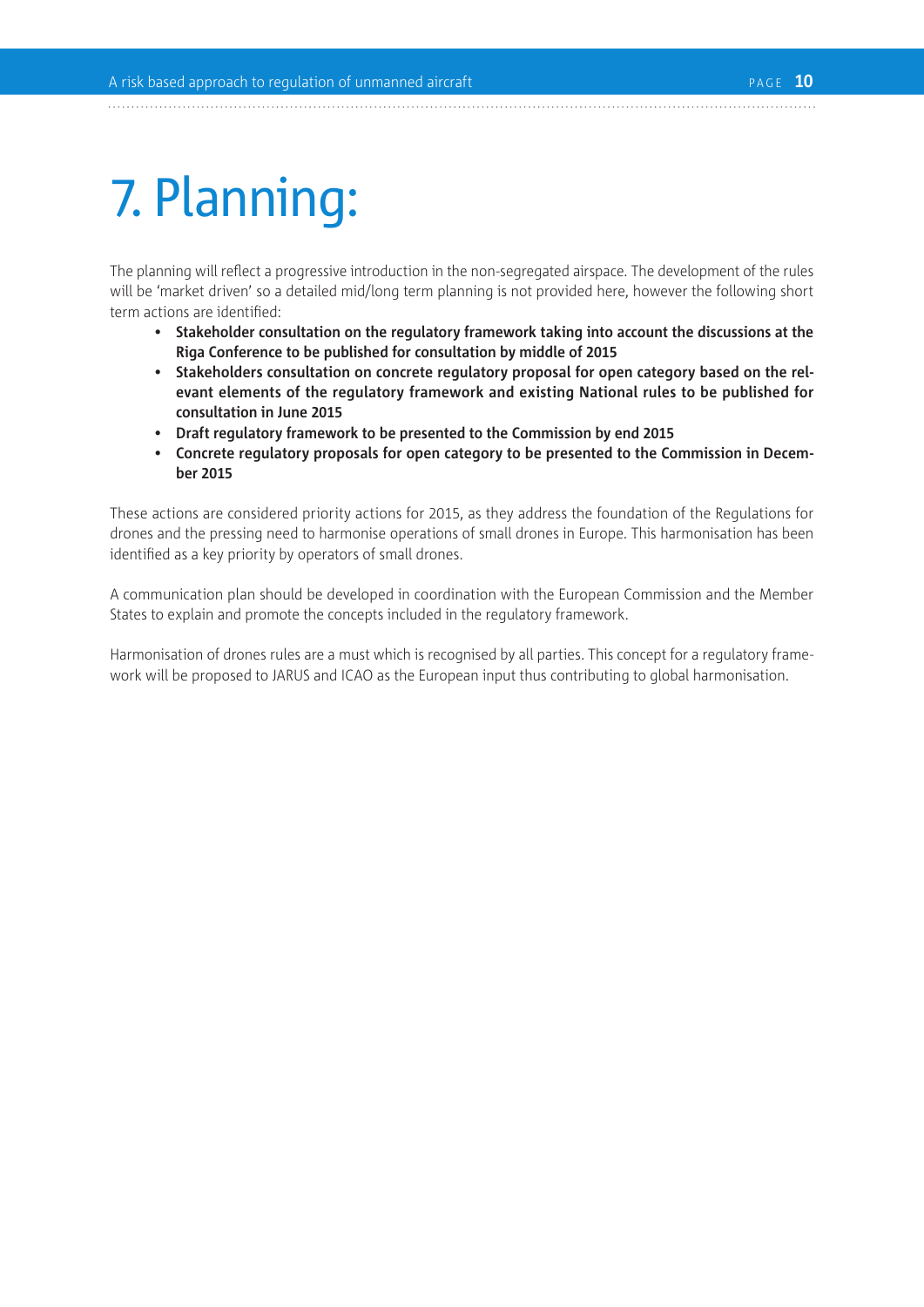# 7. Planning:

The planning will reflect a progressive introduction in the non-segregated airspace. The development of the rules will be 'market driven' so a detailed mid/long term planning is not provided here, however the following short term actions are identified:

- **Stakeholder consultation on the regulatory framework taking into account the discussions at the Riga Conference to be published for consultation by middle of 2015**
- **Stakeholders consultation on concrete regulatory proposal for open category based on the relevant elements of the regulatory framework and existing National rules to be published for consultation in June 2015**
- **Draft regulatory framework to be presented to the Commission by end 2015**
- **Concrete regulatory proposals for open category to be presented to the Commission in December 2015**

These actions are considered priority actions for 2015, as they address the foundation of the Regulations for drones and the pressing need to harmonise operations of small drones in Europe. This harmonisation has been identified as a key priority by operators of small drones.

A communication plan should be developed in coordination with the European Commission and the Member States to explain and promote the concepts included in the regulatory framework.

Harmonisation of drones rules are a must which is recognised by all parties. This concept for a regulatory framework will be proposed to JARUS and ICAO as the European input thus contributing to global harmonisation.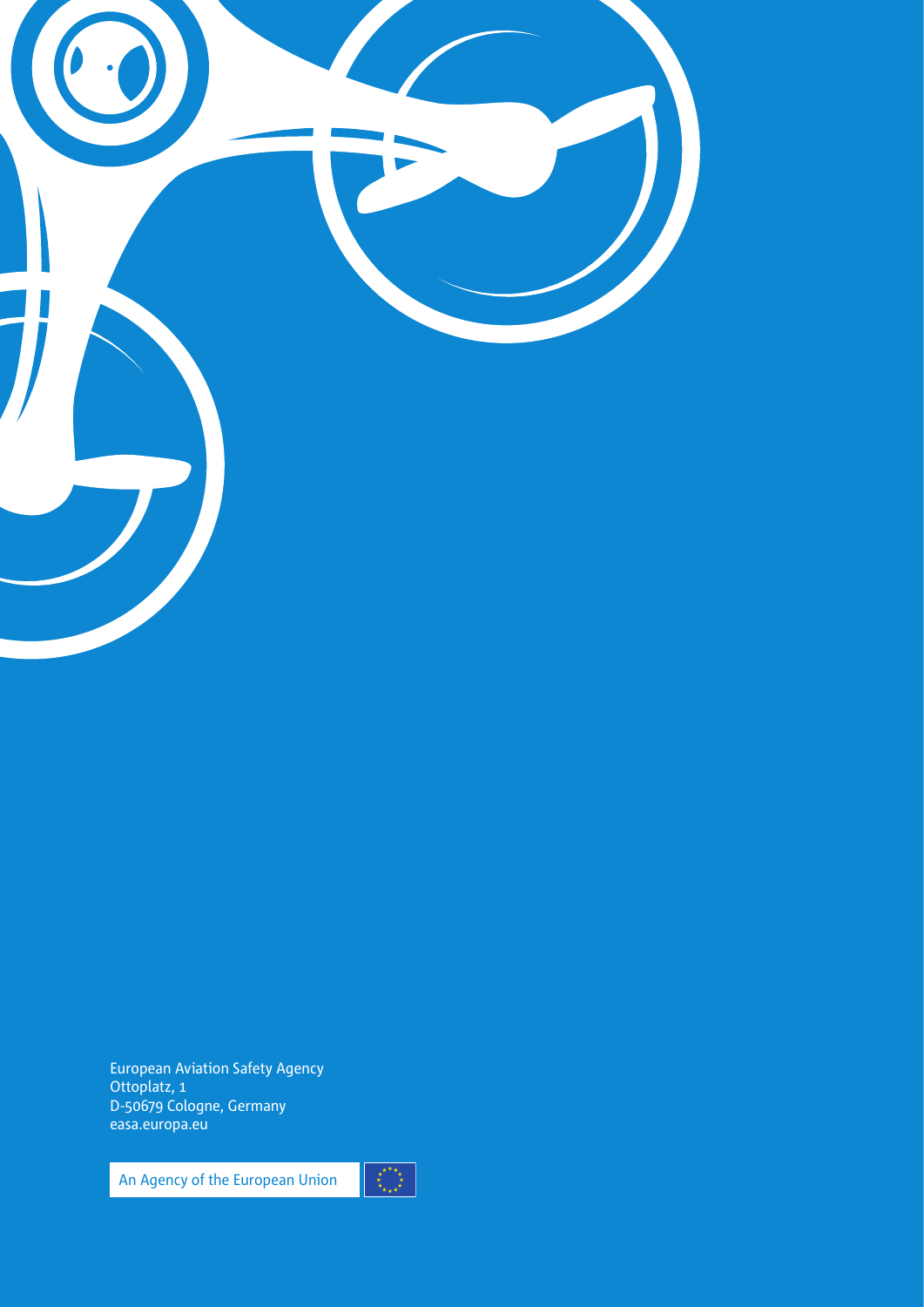European Aviation Safety Agency
Ottoplatz, 1
D-50679 Cologne, Germany
easa.europa.eu

An Agency of the European Union